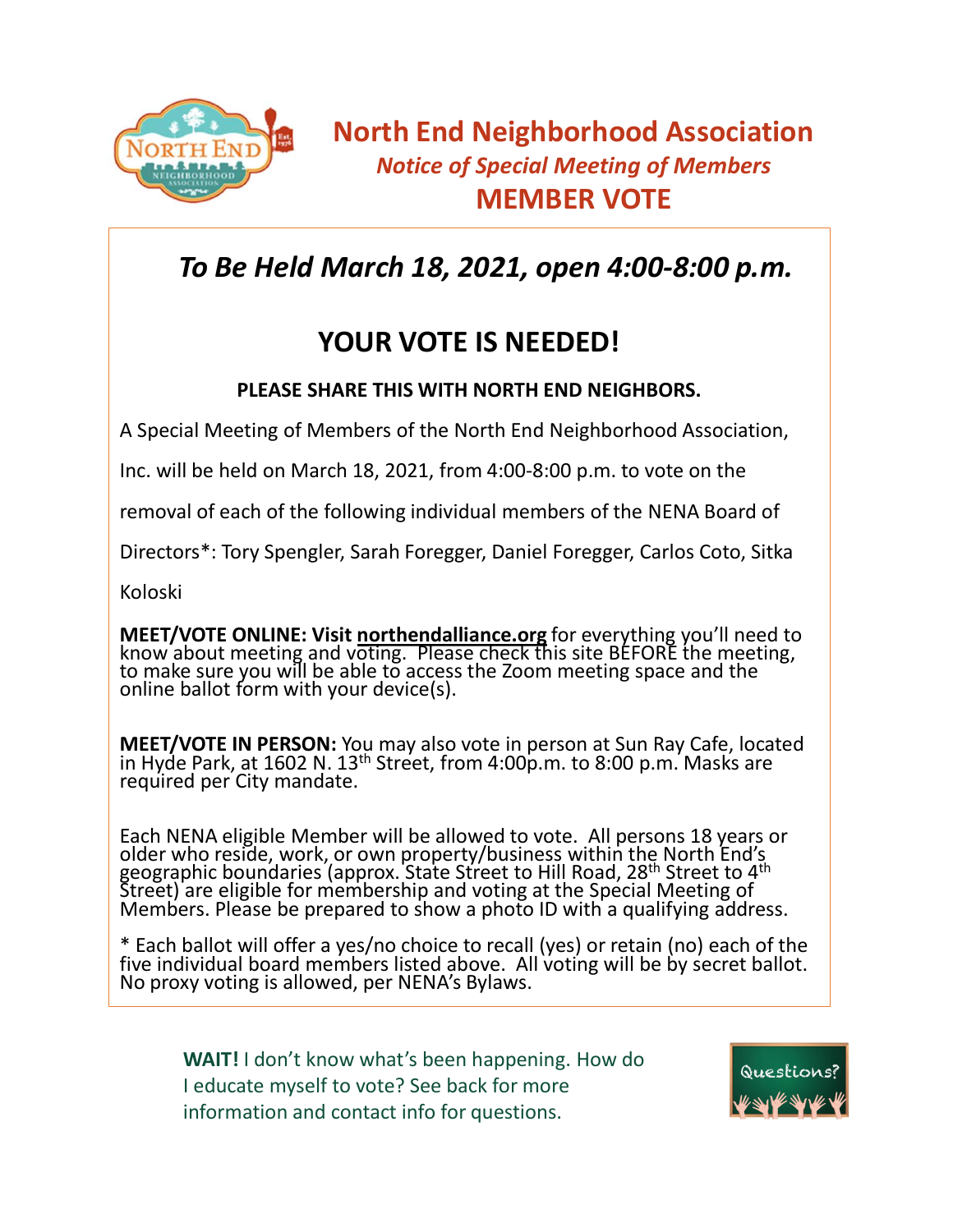# North End Neighborhood Association

*Notice of Special Meeting of Members*

## MEMBER VOTE

## *To Be Held March 18, 2021, open 4:00-8:00 p.m.*

## YOUR VOTE IS NEEDED!

**PLEASE SHARE THIS WITH NORTH END NEIGHBORS.**

A Special Meeting of Members of the North End Neighborhood Association, Inc. will be held on March 18, 2021, from 4:00-8:00 p.m. to vote on the removal of each of the following individual members of the NENA Board of Directors*: Tory Spengler, Sarah Foregger, Daniel Foregger, Carlos Coto, Sitka Koloski

**MEET/VOTE ONLINE: Visit northendalliance.org** for everything you'll need to know about meeting and voting. Please check this site BEFORE the meeting, to make sure you will be able to access the Zoom meeting space and the online ballot form with your device(s).

**MEET/VOTE IN PERSON:** You may also vote in person at Sun Ray Cafe, located in Hyde Park, at 1602 N. 13th Street, from 4:00p.m. to 8:00 p.m. Masks are required per City mandate.

Each NENA eligible Member will be allowed to vote. All persons 18 years or older who reside, work, or own property/business within the North End's geographic boundaries (approx. State Street to Hill Road, 28th Street to 4th Street) are eligible for membership and voting at the Special Meeting of Members. Please be prepared to show a photo ID with a qualifying address.

* Each ballot will offer a yes/no choice to recall (yes) or retain (no) each of the five individual board members listed above. All voting will be by secret ballot. No proxy voting is allowed, per NENA's Bylaws.

**WAIT!** I don't know what's been happening. How do I educate myself to vote? See back for more information and contact info for questions.

Questions?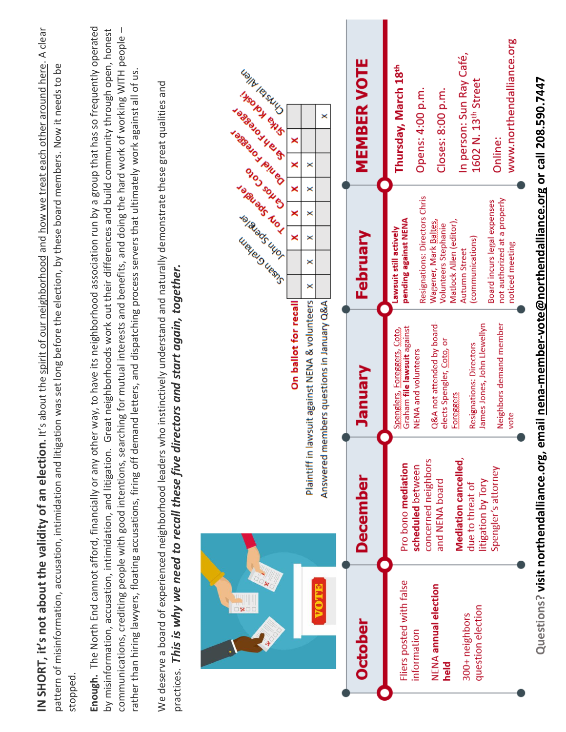**IN SHORT, it's not about the validity of an election**. It's about the spirit of our neighborhood and how we treat each other around here. A clear pattern of misinformation, accusation, intimidation and litigation was set long before the election, by these board members. Now it needs to be stopped.

**Enough.** The North End cannot afford, financially or any other way, to have its neighborhood association run by a group that has so frequently operated by misinformation, accusation, intimidation, and litigation. Great neighborhoods work out their differences and build community through open, honest communications, crediting people with good intentions, searching for mutual interests and benefits, and doing the hard work of working WITH people – rather than hiring lawyers, floating accusations, firing off demand letters, and dispatching process servers that ultimately work against all of us.

We deserve a board of experienced neighborhood leaders who instinctively understand and naturally demonstrate these great qualities and practices. ***This is why we need to recall these five directors and start again, together.***

| | Susan Graham | John Spengler | Tory Spengler | Carlos Coto | Daniel Foregger | Sarah Foregger | Sitka Koloski | Chrystal Allen |
|---|---|---|---|---|---|---|---|---|
| **On ballot for recall** | | | X | X | X | X | X | |
| Plaintiff in lawsuit against NENA & volunteers | x | x | x | x | x | x | | |
| Answered members questions in January Q&A | | | | | | | | x |

## October

- Fliers posted with false information
- NENA **annual election held**
- 300+ neighbors question election

## December

- Pro bono **mediation scheduled** between concerned neighbors and NENA board
- **Mediation cancelled**, due to threat of litigation by Tory Spengler's attorney

## January

- Spenglers, Foreggers, Coto, Graham **file lawsuit** against NENA and volunteers
- Q&A not attended by board-elects Spengler, Coto, or Foreggers
- Resignations: Directors James Jones, John Llewellyn
- Neighbors demand member vote

## February

- **Lawsuit still actively pending against NENA**
- Resignations: Directors Chris Wagener, Mark Baltes, Volunteers Stephanie Matlock Allen (editor), Autumn Street (communications)
- Board incurs legal expenses not authorized at a properly noticed meeting

## MEMBER VOTE

- **Thursday, March 18th**
- Opens: 4:00 p.m.
- Closes: 8:00 p.m.
- In person: Sun Ray Café, 1602 N. 13th Street
- Online: www.northendalliance.org

**Questions? visit northendalliance.org, email nena-member-vote@northendalliance.org or call 208.590.7447**